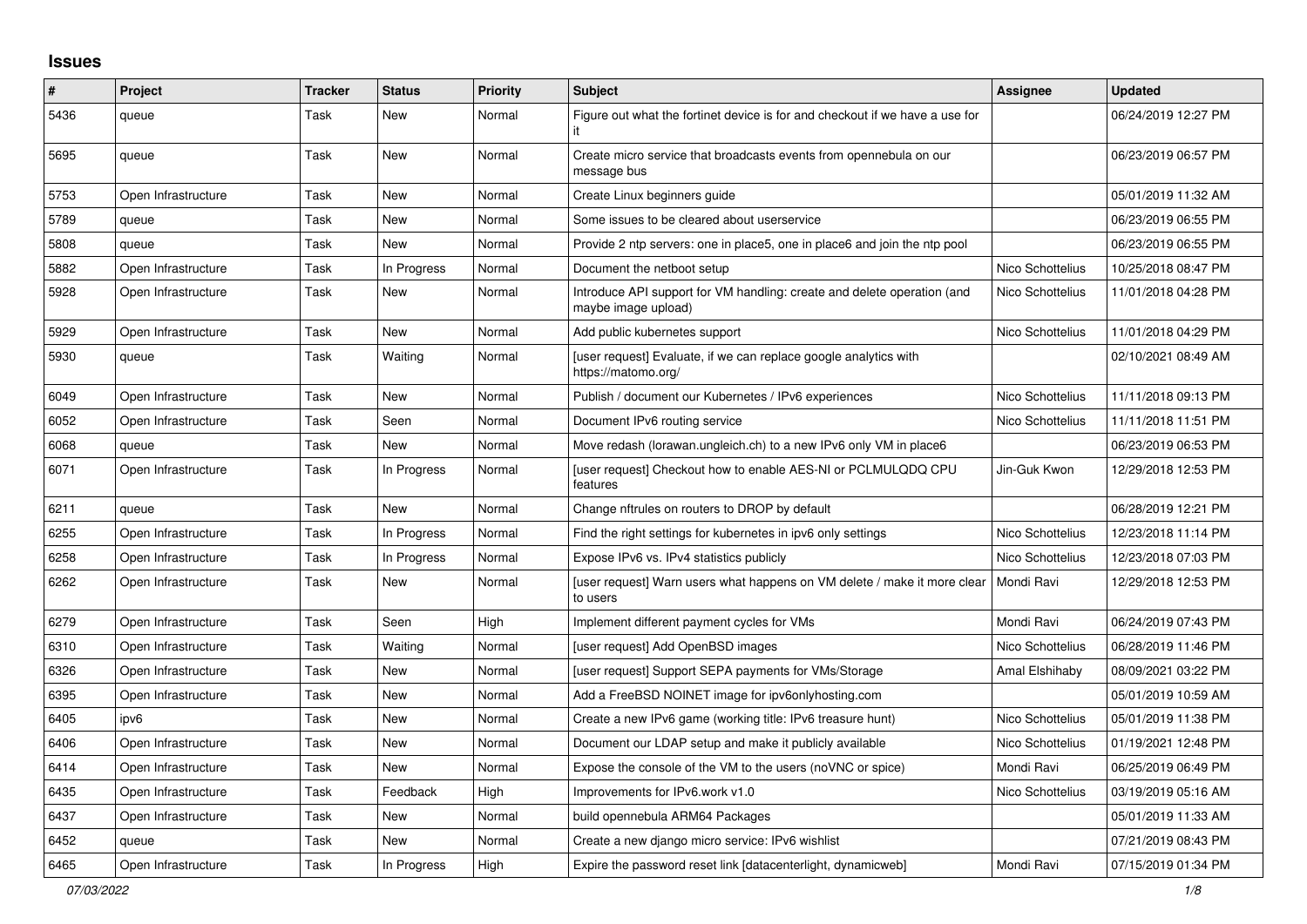## Issues

| # | Project | Tracker | Status | Priority | Subject | Assignee | Updated |
|---|---|---|---|---|---|---|---|
| 5436 | queue | Task | New | Normal | Figure out what the fortinet device is for and checkout if we have a use for it | | 06/24/2019 12:27 PM |
| 5695 | queue | Task | New | Normal | Create micro service that broadcasts events from opennebula on our message bus | | 06/23/2019 06:57 PM |
| 5753 | Open Infrastructure | Task | New | Normal | Create Linux beginners guide | | 05/01/2019 11:32 AM |
| 5789 | queue | Task | New | Normal | Some issues to be cleared about userservice | | 06/23/2019 06:55 PM |
| 5808 | queue | Task | New | Normal | Provide 2 ntp servers: one in place5, one in place6 and join the ntp pool | | 06/23/2019 06:55 PM |
| 5882 | Open Infrastructure | Task | In Progress | Normal | Document the netboot setup | Nico Schottelius | 10/25/2018 08:47 PM |
| 5928 | Open Infrastructure | Task | New | Normal | Introduce API support for VM handling: create and delete operation (and maybe image upload) | Nico Schottelius | 11/01/2018 04:28 PM |
| 5929 | Open Infrastructure | Task | New | Normal | Add public kubernetes support | Nico Schottelius | 11/01/2018 04:29 PM |
| 5930 | queue | Task | Waiting | Normal | [user request] Evaluate, if we can replace google analytics with https://matomo.org/ | | 02/10/2021 08:49 AM |
| 6049 | Open Infrastructure | Task | New | Normal | Publish / document our Kubernetes / IPv6 experiences | Nico Schottelius | 11/11/2018 09:13 PM |
| 6052 | Open Infrastructure | Task | Seen | Normal | Document IPv6 routing service | Nico Schottelius | 11/11/2018 11:51 PM |
| 6068 | queue | Task | New | Normal | Move redash (lorawan.ungleich.ch) to a new IPv6 only VM in place6 | | 06/23/2019 06:53 PM |
| 6071 | Open Infrastructure | Task | In Progress | Normal | [user request] Checkout how to enable AES-NI or PCLMULQDQ CPU features | Jin-Guk Kwon | 12/29/2018 12:53 PM |
| 6211 | queue | Task | New | Normal | Change nftrules on routers to DROP by default | | 06/28/2019 12:21 PM |
| 6255 | Open Infrastructure | Task | In Progress | Normal | Find the right settings for kubernetes in ipv6 only settings | Nico Schottelius | 12/23/2018 11:14 PM |
| 6258 | Open Infrastructure | Task | In Progress | Normal | Expose IPv6 vs. IPv4 statistics publicly | Nico Schottelius | 12/23/2018 07:03 PM |
| 6262 | Open Infrastructure | Task | New | Normal | [user request] Warn users what happens on VM delete / make it more clear to users | Mondi Ravi | 12/29/2018 12:53 PM |
| 6279 | Open Infrastructure | Task | Seen | High | Implement different payment cycles for VMs | Mondi Ravi | 06/24/2019 07:43 PM |
| 6310 | Open Infrastructure | Task | Waiting | Normal | [user request] Add OpenBSD images | Nico Schottelius | 06/28/2019 11:46 PM |
| 6326 | Open Infrastructure | Task | New | Normal | [user request] Support SEPA payments for VMs/Storage | Amal Elshihaby | 08/09/2021 03:22 PM |
| 6395 | Open Infrastructure | Task | New | Normal | Add a FreeBSD NOINET image for ipv6onlyhosting.com | | 05/01/2019 10:59 AM |
| 6405 | ipv6 | Task | New | Normal | Create a new IPv6 game (working title: IPv6 treasure hunt) | Nico Schottelius | 05/01/2019 11:38 PM |
| 6406 | Open Infrastructure | Task | New | Normal | Document our LDAP setup and make it publicly available | Nico Schottelius | 01/19/2021 12:48 PM |
| 6414 | Open Infrastructure | Task | New | Normal | Expose the console of the VM to the users (noVNC or spice) | Mondi Ravi | 06/25/2019 06:49 PM |
| 6435 | Open Infrastructure | Task | Feedback | High | Improvements for IPv6.work v1.0 | Nico Schottelius | 03/19/2019 05:16 AM |
| 6437 | Open Infrastructure | Task | New | Normal | build opennebula ARM64 Packages | | 05/01/2019 11:33 AM |
| 6452 | queue | Task | New | Normal | Create a new django micro service: IPv6 wishlist | | 07/21/2019 08:43 PM |
| 6465 | Open Infrastructure | Task | In Progress | High | Expire the password reset link [datacenterlight, dynamicweb] | Mondi Ravi | 07/15/2019 01:34 PM |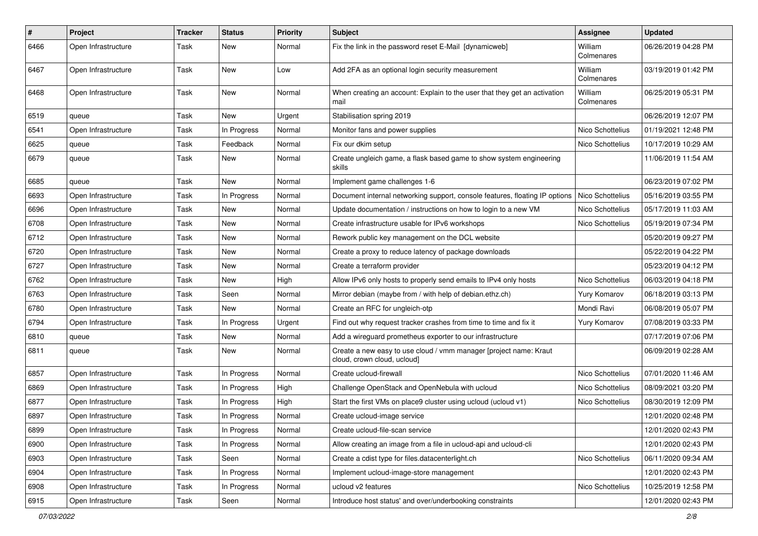| # | Project | Tracker | Status | Priority | Subject | Assignee | Updated |
|---|---|---|---|---|---|---|---|
| 6466 | Open Infrastructure | Task | New | Normal | Fix the link in the password reset E-Mail [dynamicweb] | William Colmenares | 06/26/2019 04:28 PM |
| 6467 | Open Infrastructure | Task | New | Low | Add 2FA as an optional login security measurement | William Colmenares | 03/19/2019 01:42 PM |
| 6468 | Open Infrastructure | Task | New | Normal | When creating an account: Explain to the user that they get an activation mail | William Colmenares | 06/25/2019 05:31 PM |
| 6519 | queue | Task | New | Urgent | Stabilisation spring 2019 | | 06/26/2019 12:07 PM |
| 6541 | Open Infrastructure | Task | In Progress | Normal | Monitor fans and power supplies | Nico Schottelius | 01/19/2021 12:48 PM |
| 6625 | queue | Task | Feedback | Normal | Fix our dkim setup | Nico Schottelius | 10/17/2019 10:29 AM |
| 6679 | queue | Task | New | Normal | Create ungleich game, a flask based game to show system engineering skills | | 11/06/2019 11:54 AM |
| 6685 | queue | Task | New | Normal | Implement game challenges 1-6 | | 06/23/2019 07:02 PM |
| 6693 | Open Infrastructure | Task | In Progress | Normal | Document internal networking support, console features, floating IP options | Nico Schottelius | 05/16/2019 03:55 PM |
| 6696 | Open Infrastructure | Task | New | Normal | Update documentation / instructions on how to login to a new VM | Nico Schottelius | 05/17/2019 11:03 AM |
| 6708 | Open Infrastructure | Task | New | Normal | Create infrastructure usable for IPv6 workshops | Nico Schottelius | 05/19/2019 07:34 PM |
| 6712 | Open Infrastructure | Task | New | Normal | Rework public key management on the DCL website | | 05/20/2019 09:27 PM |
| 6720 | Open Infrastructure | Task | New | Normal | Create a proxy to reduce latency of package downloads | | 05/22/2019 04:22 PM |
| 6727 | Open Infrastructure | Task | New | Normal | Create a terraform provider | | 05/23/2019 04:12 PM |
| 6762 | Open Infrastructure | Task | New | High | Allow IPv6 only hosts to properly send emails to IPv4 only hosts | Nico Schottelius | 06/03/2019 04:18 PM |
| 6763 | Open Infrastructure | Task | Seen | Normal | Mirror debian (maybe from / with help of debian.ethz.ch) | Yury Komarov | 06/18/2019 03:13 PM |
| 6780 | Open Infrastructure | Task | New | Normal | Create an RFC for ungleich-otp | Mondi Ravi | 06/08/2019 05:07 PM |
| 6794 | Open Infrastructure | Task | In Progress | Urgent | Find out why request tracker crashes from time to time and fix it | Yury Komarov | 07/08/2019 03:33 PM |
| 6810 | queue | Task | New | Normal | Add a wireguard prometheus exporter to our infrastructure | | 07/17/2019 07:06 PM |
| 6811 | queue | Task | New | Normal | Create a new easy to use cloud / vmm manager [project name: Kraut cloud, crown cloud, ucloud] | | 06/09/2019 02:28 AM |
| 6857 | Open Infrastructure | Task | In Progress | Normal | Create ucloud-firewall | Nico Schottelius | 07/01/2020 11:46 AM |
| 6869 | Open Infrastructure | Task | In Progress | High | Challenge OpenStack and OpenNebula with ucloud | Nico Schottelius | 08/09/2021 03:20 PM |
| 6877 | Open Infrastructure | Task | In Progress | High | Start the first VMs on place9 cluster using ucloud (ucloud v1) | Nico Schottelius | 08/30/2019 12:09 PM |
| 6897 | Open Infrastructure | Task | In Progress | Normal | Create ucloud-image service | | 12/01/2020 02:48 PM |
| 6899 | Open Infrastructure | Task | In Progress | Normal | Create ucloud-file-scan service | | 12/01/2020 02:43 PM |
| 6900 | Open Infrastructure | Task | In Progress | Normal | Allow creating an image from a file in ucloud-api and ucloud-cli | | 12/01/2020 02:43 PM |
| 6903 | Open Infrastructure | Task | Seen | Normal | Create a cdist type for files.datacenterlight.ch | Nico Schottelius | 06/11/2020 09:34 AM |
| 6904 | Open Infrastructure | Task | In Progress | Normal | Implement ucloud-image-store management | | 12/01/2020 02:43 PM |
| 6908 | Open Infrastructure | Task | In Progress | Normal | ucloud v2 features | Nico Schottelius | 10/25/2019 12:58 PM |
| 6915 | Open Infrastructure | Task | Seen | Normal | Introduce host status' and over/underbooking constraints | | 12/01/2020 02:43 PM |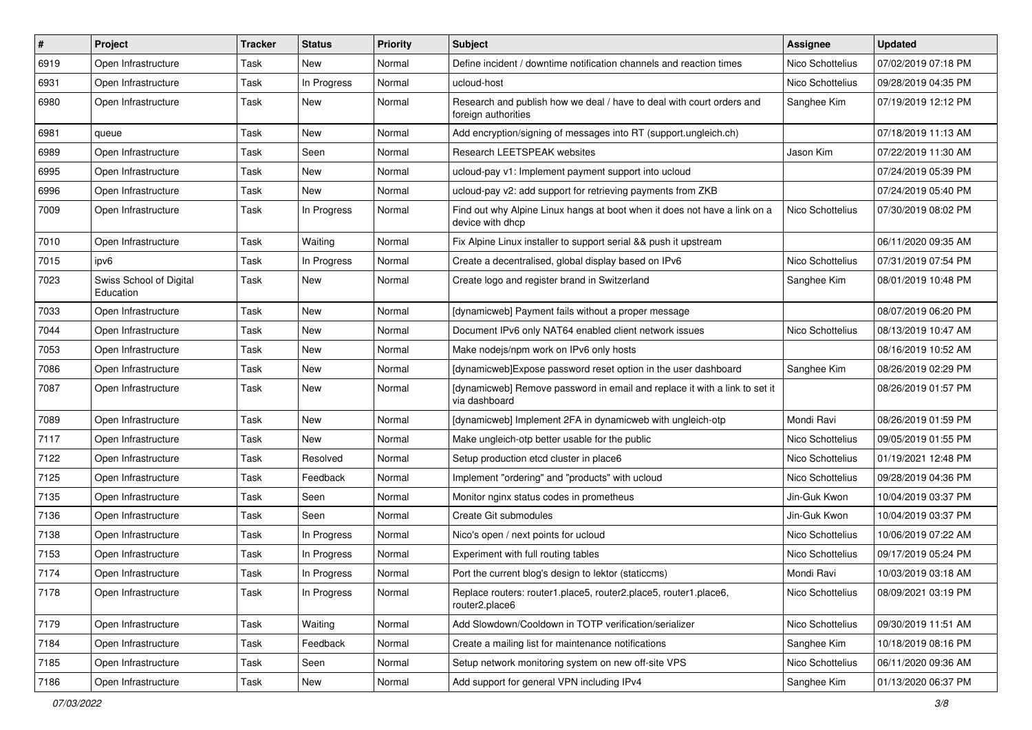| # | Project | Tracker | Status | Priority | Subject | Assignee | Updated |
|---|---|---|---|---|---|---|---|
| 6919 | Open Infrastructure | Task | New | Normal | Define incident / downtime notification channels and reaction times | Nico Schottelius | 07/02/2019 07:18 PM |
| 6931 | Open Infrastructure | Task | In Progress | Normal | ucloud-host | Nico Schottelius | 09/28/2019 04:35 PM |
| 6980 | Open Infrastructure | Task | New | Normal | Research and publish how we deal / have to deal with court orders and foreign authorities | Sanghee Kim | 07/19/2019 12:12 PM |
| 6981 | queue | Task | New | Normal | Add encryption/signing of messages into RT (support.ungleich.ch) | | 07/18/2019 11:13 AM |
| 6989 | Open Infrastructure | Task | Seen | Normal | Research LEETSPEAK websites | Jason Kim | 07/22/2019 11:30 AM |
| 6995 | Open Infrastructure | Task | New | Normal | ucloud-pay v1: Implement payment support into ucloud | | 07/24/2019 05:39 PM |
| 6996 | Open Infrastructure | Task | New | Normal | ucloud-pay v2: add support for retrieving payments from ZKB | | 07/24/2019 05:40 PM |
| 7009 | Open Infrastructure | Task | In Progress | Normal | Find out why Alpine Linux hangs at boot when it does not have a link on a device with dhcp | Nico Schottelius | 07/30/2019 08:02 PM |
| 7010 | Open Infrastructure | Task | Waiting | Normal | Fix Alpine Linux installer to support serial && push it upstream | | 06/11/2020 09:35 AM |
| 7015 | ipv6 | Task | In Progress | Normal | Create a decentralised, global display based on IPv6 | Nico Schottelius | 07/31/2019 07:54 PM |
| 7023 | Swiss School of Digital Education | Task | New | Normal | Create logo and register brand in Switzerland | Sanghee Kim | 08/01/2019 10:48 PM |
| 7033 | Open Infrastructure | Task | New | Normal | [dynamicweb] Payment fails without a proper message | | 08/07/2019 06:20 PM |
| 7044 | Open Infrastructure | Task | New | Normal | Document IPv6 only NAT64 enabled client network issues | Nico Schottelius | 08/13/2019 10:47 AM |
| 7053 | Open Infrastructure | Task | New | Normal | Make nodejs/npm work on IPv6 only hosts | | 08/16/2019 10:52 AM |
| 7086 | Open Infrastructure | Task | New | Normal | [dynamicweb]Expose password reset option in the user dashboard | Sanghee Kim | 08/26/2019 02:29 PM |
| 7087 | Open Infrastructure | Task | New | Normal | [dynamicweb] Remove password in email and replace it with a link to set it via dashboard | | 08/26/2019 01:57 PM |
| 7089 | Open Infrastructure | Task | New | Normal | [dynamicweb] Implement 2FA in dynamicweb with ungleich-otp | Mondi Ravi | 08/26/2019 01:59 PM |
| 7117 | Open Infrastructure | Task | New | Normal | Make ungleich-otp better usable for the public | Nico Schottelius | 09/05/2019 01:55 PM |
| 7122 | Open Infrastructure | Task | Resolved | Normal | Setup production etcd cluster in place6 | Nico Schottelius | 01/19/2021 12:48 PM |
| 7125 | Open Infrastructure | Task | Feedback | Normal | Implement "ordering" and "products" with ucloud | Nico Schottelius | 09/28/2019 04:36 PM |
| 7135 | Open Infrastructure | Task | Seen | Normal | Monitor nginx status codes in prometheus | Jin-Guk Kwon | 10/04/2019 03:37 PM |
| 7136 | Open Infrastructure | Task | Seen | Normal | Create Git submodules | Jin-Guk Kwon | 10/04/2019 03:37 PM |
| 7138 | Open Infrastructure | Task | In Progress | Normal | Nico's open / next points for ucloud | Nico Schottelius | 10/06/2019 07:22 AM |
| 7153 | Open Infrastructure | Task | In Progress | Normal | Experiment with full routing tables | Nico Schottelius | 09/17/2019 05:24 PM |
| 7174 | Open Infrastructure | Task | In Progress | Normal | Port the current blog's design to lektor (staticcms) | Mondi Ravi | 10/03/2019 03:18 AM |
| 7178 | Open Infrastructure | Task | In Progress | Normal | Replace routers: router1.place5, router2.place5, router1.place6, router2.place6 | Nico Schottelius | 08/09/2021 03:19 PM |
| 7179 | Open Infrastructure | Task | Waiting | Normal | Add Slowdown/Cooldown in TOTP verification/serializer | Nico Schottelius | 09/30/2019 11:51 AM |
| 7184 | Open Infrastructure | Task | Feedback | Normal | Create a mailing list for maintenance notifications | Sanghee Kim | 10/18/2019 08:16 PM |
| 7185 | Open Infrastructure | Task | Seen | Normal | Setup network monitoring system on new off-site VPS | Nico Schottelius | 06/11/2020 09:36 AM |
| 7186 | Open Infrastructure | Task | New | Normal | Add support for general VPN including IPv4 | Sanghee Kim | 01/13/2020 06:37 PM |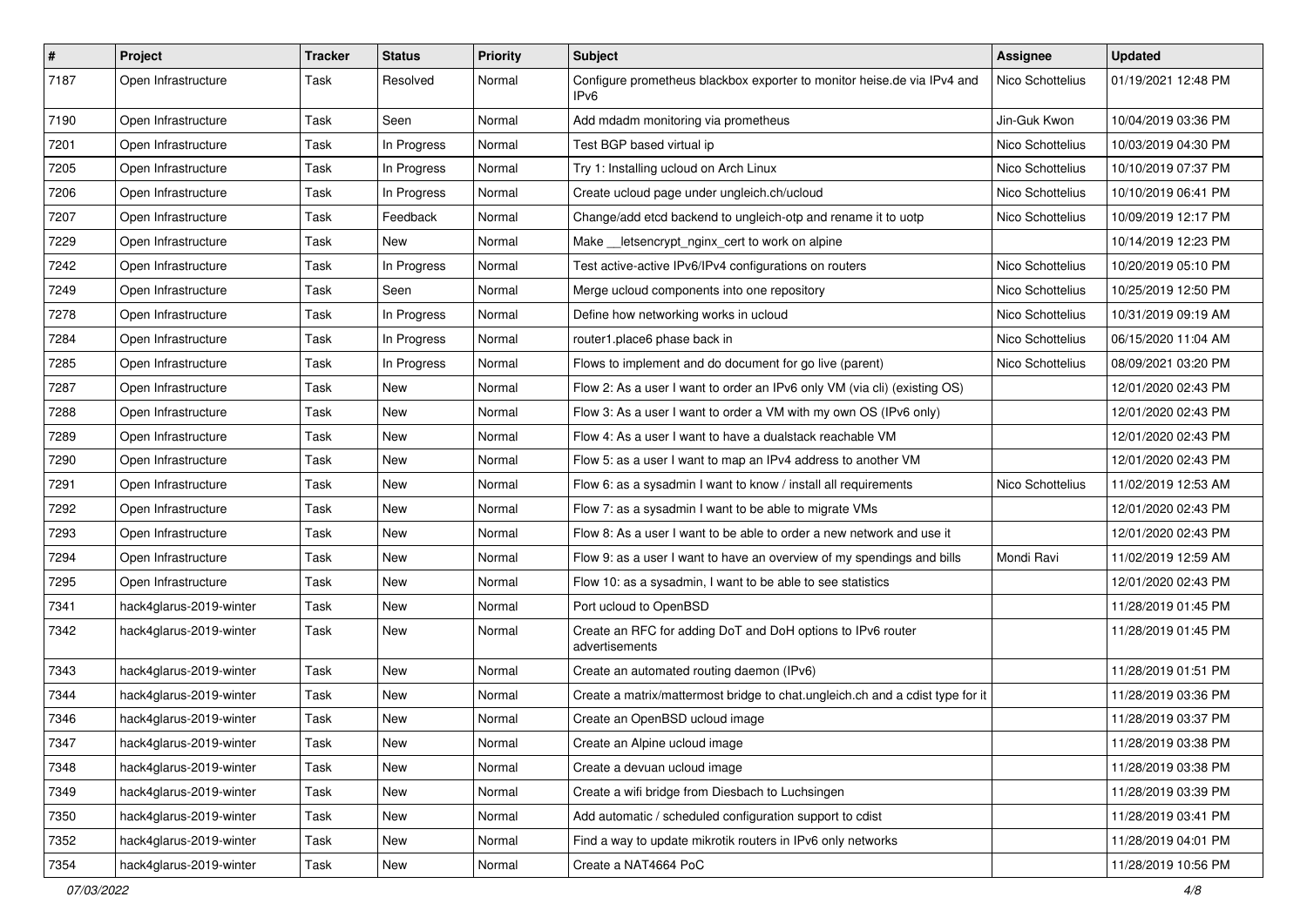| # | Project | Tracker | Status | Priority | Subject | Assignee | Updated |
|---|---|---|---|---|---|---|---|
| 7187 | Open Infrastructure | Task | Resolved | Normal | Configure prometheus blackbox exporter to monitor heise.de via IPv4 and IPv6 | Nico Schottelius | 01/19/2021 12:48 PM |
| 7190 | Open Infrastructure | Task | Seen | Normal | Add mdadm monitoring via prometheus | Jin-Guk Kwon | 10/04/2019 03:36 PM |
| 7201 | Open Infrastructure | Task | In Progress | Normal | Test BGP based virtual ip | Nico Schottelius | 10/03/2019 04:30 PM |
| 7205 | Open Infrastructure | Task | In Progress | Normal | Try 1: Installing ucloud on Arch Linux | Nico Schottelius | 10/10/2019 07:37 PM |
| 7206 | Open Infrastructure | Task | In Progress | Normal | Create ucloud page under ungleich.ch/ucloud | Nico Schottelius | 10/10/2019 06:41 PM |
| 7207 | Open Infrastructure | Task | Feedback | Normal | Change/add etcd backend to ungleich-otp and rename it to uotp | Nico Schottelius | 10/09/2019 12:17 PM |
| 7229 | Open Infrastructure | Task | New | Normal | Make __letsencrypt_nginx_cert to work on alpine | | 10/14/2019 12:23 PM |
| 7242 | Open Infrastructure | Task | In Progress | Normal | Test active-active IPv6/IPv4 configurations on routers | Nico Schottelius | 10/20/2019 05:10 PM |
| 7249 | Open Infrastructure | Task | Seen | Normal | Merge ucloud components into one repository | Nico Schottelius | 10/25/2019 12:50 PM |
| 7278 | Open Infrastructure | Task | In Progress | Normal | Define how networking works in ucloud | Nico Schottelius | 10/31/2019 09:19 AM |
| 7284 | Open Infrastructure | Task | In Progress | Normal | router1.place6 phase back in | Nico Schottelius | 06/15/2020 11:04 AM |
| 7285 | Open Infrastructure | Task | In Progress | Normal | Flows to implement and do document for go live (parent) | Nico Schottelius | 08/09/2021 03:20 PM |
| 7287 | Open Infrastructure | Task | New | Normal | Flow 2: As a user I want to order an IPv6 only VM (via cli) (existing OS) | | 12/01/2020 02:43 PM |
| 7288 | Open Infrastructure | Task | New | Normal | Flow 3: As a user I want to order a VM with my own OS (IPv6 only) | | 12/01/2020 02:43 PM |
| 7289 | Open Infrastructure | Task | New | Normal | Flow 4: As a user I want to have a dualstack reachable VM | | 12/01/2020 02:43 PM |
| 7290 | Open Infrastructure | Task | New | Normal | Flow 5: as a user I want to map an IPv4 address to another VM | | 12/01/2020 02:43 PM |
| 7291 | Open Infrastructure | Task | New | Normal | Flow 6: as a sysadmin I want to know / install all requirements | Nico Schottelius | 11/02/2019 12:53 AM |
| 7292 | Open Infrastructure | Task | New | Normal | Flow 7: as a sysadmin I want to be able to migrate VMs | | 12/01/2020 02:43 PM |
| 7293 | Open Infrastructure | Task | New | Normal | Flow 8: As a user I want to be able to order a new network and use it | | 12/01/2020 02:43 PM |
| 7294 | Open Infrastructure | Task | New | Normal | Flow 9: as a user I want to have an overview of my spendings and bills | Mondi Ravi | 11/02/2019 12:59 AM |
| 7295 | Open Infrastructure | Task | New | Normal | Flow 10: as a sysadmin, I want to be able to see statistics | | 12/01/2020 02:43 PM |
| 7341 | hack4glarus-2019-winter | Task | New | Normal | Port ucloud to OpenBSD | | 11/28/2019 01:45 PM |
| 7342 | hack4glarus-2019-winter | Task | New | Normal | Create an RFC for adding DoT and DoH options to IPv6 router advertisements | | 11/28/2019 01:45 PM |
| 7343 | hack4glarus-2019-winter | Task | New | Normal | Create an automated routing daemon (IPv6) | | 11/28/2019 01:51 PM |
| 7344 | hack4glarus-2019-winter | Task | New | Normal | Create a matrix/mattermost bridge to chat.ungleich.ch and a cdist type for it | | 11/28/2019 03:36 PM |
| 7346 | hack4glarus-2019-winter | Task | New | Normal | Create an OpenBSD ucloud image | | 11/28/2019 03:37 PM |
| 7347 | hack4glarus-2019-winter | Task | New | Normal | Create an Alpine ucloud image | | 11/28/2019 03:38 PM |
| 7348 | hack4glarus-2019-winter | Task | New | Normal | Create a devuan ucloud image | | 11/28/2019 03:38 PM |
| 7349 | hack4glarus-2019-winter | Task | New | Normal | Create a wifi bridge from Diesbach to Luchsingen | | 11/28/2019 03:39 PM |
| 7350 | hack4glarus-2019-winter | Task | New | Normal | Add automatic / scheduled configuration support to cdist | | 11/28/2019 03:41 PM |
| 7352 | hack4glarus-2019-winter | Task | New | Normal | Find a way to update mikrotik routers in IPv6 only networks | | 11/28/2019 04:01 PM |
| 7354 | hack4glarus-2019-winter | Task | New | Normal | Create a NAT4664 PoC | | 11/28/2019 10:56 PM |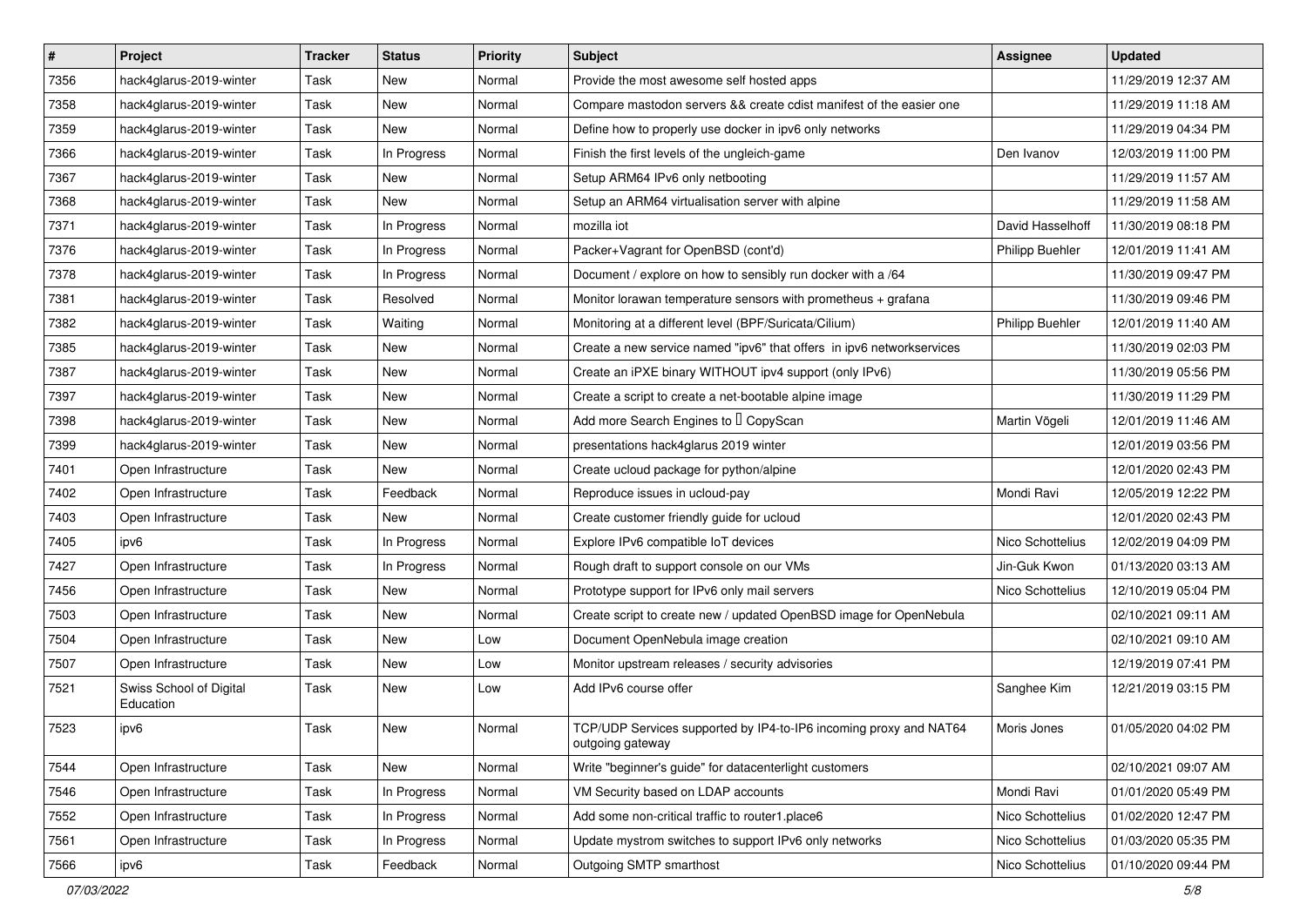| # | Project | Tracker | Status | Priority | Subject | Assignee | Updated |
|---|---|---|---|---|---|---|---|
| 7356 | hack4glarus-2019-winter | Task | New | Normal | Provide the most awesome self hosted apps | | 11/29/2019 12:37 AM |
| 7358 | hack4glarus-2019-winter | Task | New | Normal | Compare mastodon servers && create cdist manifest of the easier one | | 11/29/2019 11:18 AM |
| 7359 | hack4glarus-2019-winter | Task | New | Normal | Define how to properly use docker in ipv6 only networks | | 11/29/2019 04:34 PM |
| 7366 | hack4glarus-2019-winter | Task | In Progress | Normal | Finish the first levels of the ungleich-game | Den Ivanov | 12/03/2019 11:00 PM |
| 7367 | hack4glarus-2019-winter | Task | New | Normal | Setup ARM64 IPv6 only netbooting | | 11/29/2019 11:57 AM |
| 7368 | hack4glarus-2019-winter | Task | New | Normal | Setup an ARM64 virtualisation server with alpine | | 11/29/2019 11:58 AM |
| 7371 | hack4glarus-2019-winter | Task | In Progress | Normal | mozilla iot | David Hasselhoff | 11/30/2019 08:18 PM |
| 7376 | hack4glarus-2019-winter | Task | In Progress | Normal | Packer+Vagrant for OpenBSD (cont'd) | Philipp Buehler | 12/01/2019 11:41 AM |
| 7378 | hack4glarus-2019-winter | Task | In Progress | Normal | Document / explore on how to sensibly run docker with a /64 | | 11/30/2019 09:47 PM |
| 7381 | hack4glarus-2019-winter | Task | Resolved | Normal | Monitor lorawan temperature sensors with prometheus + grafana | | 11/30/2019 09:46 PM |
| 7382 | hack4glarus-2019-winter | Task | Waiting | Normal | Monitoring at a different level (BPF/Suricata/Cilium) | Philipp Buehler | 12/01/2019 11:40 AM |
| 7385 | hack4glarus-2019-winter | Task | New | Normal | Create a new service named "ipv6" that offers in ipv6 networkservices | | 11/30/2019 02:03 PM |
| 7387 | hack4glarus-2019-winter | Task | New | Normal | Create an iPXE binary WITHOUT ipv4 support (only IPv6) | | 11/30/2019 05:56 PM |
| 7397 | hack4glarus-2019-winter | Task | New | Normal | Create a script to create a net-bootable alpine image | | 11/30/2019 11:29 PM |
| 7398 | hack4glarus-2019-winter | Task | New | Normal | Add more Search Engines to  CopyScan | Martin Vögeli | 12/01/2019 11:46 AM |
| 7399 | hack4glarus-2019-winter | Task | New | Normal | presentations hack4glarus 2019 winter | | 12/01/2019 03:56 PM |
| 7401 | Open Infrastructure | Task | New | Normal | Create ucloud package for python/alpine | | 12/01/2020 02:43 PM |
| 7402 | Open Infrastructure | Task | Feedback | Normal | Reproduce issues in ucloud-pay | Mondi Ravi | 12/05/2019 12:22 PM |
| 7403 | Open Infrastructure | Task | New | Normal | Create customer friendly guide for ucloud | | 12/01/2020 02:43 PM |
| 7405 | ipv6 | Task | In Progress | Normal | Explore IPv6 compatible IoT devices | Nico Schottelius | 12/02/2019 04:09 PM |
| 7427 | Open Infrastructure | Task | In Progress | Normal | Rough draft to support console on our VMs | Jin-Guk Kwon | 01/13/2020 03:13 AM |
| 7456 | Open Infrastructure | Task | New | Normal | Prototype support for IPv6 only mail servers | Nico Schottelius | 12/10/2019 05:04 PM |
| 7503 | Open Infrastructure | Task | New | Normal | Create script to create new / updated OpenBSD image for OpenNebula | | 02/10/2021 09:11 AM |
| 7504 | Open Infrastructure | Task | New | Low | Document OpenNebula image creation | | 02/10/2021 09:10 AM |
| 7507 | Open Infrastructure | Task | New | Low | Monitor upstream releases / security advisories | | 12/19/2019 07:41 PM |
| 7521 | Swiss School of Digital Education | Task | New | Low | Add IPv6 course offer | Sanghee Kim | 12/21/2019 03:15 PM |
| 7523 | ipv6 | Task | New | Normal | TCP/UDP Services supported by IP4-to-IP6 incoming proxy and NAT64 outgoing gateway | Moris Jones | 01/05/2020 04:02 PM |
| 7544 | Open Infrastructure | Task | New | Normal | Write "beginner's guide" for datacenterlight customers | | 02/10/2021 09:07 AM |
| 7546 | Open Infrastructure | Task | In Progress | Normal | VM Security based on LDAP accounts | Mondi Ravi | 01/01/2020 05:49 PM |
| 7552 | Open Infrastructure | Task | In Progress | Normal | Add some non-critical traffic to router1.place6 | Nico Schottelius | 01/02/2020 12:47 PM |
| 7561 | Open Infrastructure | Task | In Progress | Normal | Update mystrom switches to support IPv6 only networks | Nico Schottelius | 01/03/2020 05:35 PM |
| 7566 | ipv6 | Task | Feedback | Normal | Outgoing SMTP smarthost | Nico Schottelius | 01/10/2020 09:44 PM |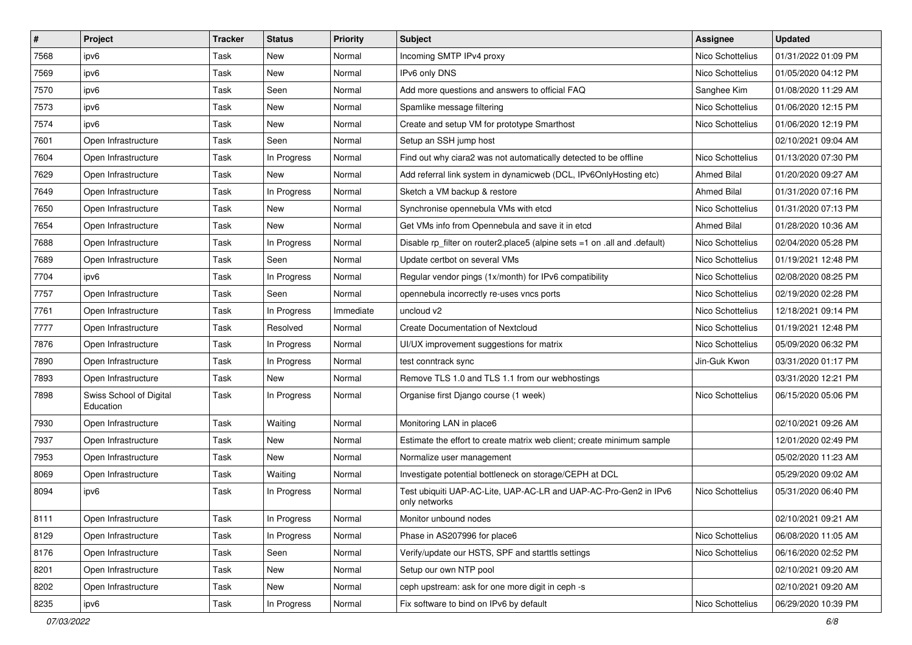| # | Project | Tracker | Status | Priority | Subject | Assignee | Updated |
|---|---|---|---|---|---|---|---|
| 7568 | ipv6 | Task | New | Normal | Incoming SMTP IPv4 proxy | Nico Schottelius | 01/31/2022 01:09 PM |
| 7569 | ipv6 | Task | New | Normal | IPv6 only DNS | Nico Schottelius | 01/05/2020 04:12 PM |
| 7570 | ipv6 | Task | Seen | Normal | Add more questions and answers to official FAQ | Sanghee Kim | 01/08/2020 11:29 AM |
| 7573 | ipv6 | Task | New | Normal | Spamlike message filtering | Nico Schottelius | 01/06/2020 12:15 PM |
| 7574 | ipv6 | Task | New | Normal | Create and setup VM for prototype Smarthost | Nico Schottelius | 01/06/2020 12:19 PM |
| 7601 | Open Infrastructure | Task | Seen | Normal | Setup an SSH jump host | | 02/10/2021 09:04 AM |
| 7604 | Open Infrastructure | Task | In Progress | Normal | Find out why ciara2 was not automatically detected to be offline | Nico Schottelius | 01/13/2020 07:30 PM |
| 7629 | Open Infrastructure | Task | New | Normal | Add referral link system in dynamicweb (DCL, IPv6OnlyHosting etc) | Ahmed Bilal | 01/20/2020 09:27 AM |
| 7649 | Open Infrastructure | Task | In Progress | Normal | Sketch a VM backup & restore | Ahmed Bilal | 01/31/2020 07:16 PM |
| 7650 | Open Infrastructure | Task | New | Normal | Synchronise opennebula VMs with etcd | Nico Schottelius | 01/31/2020 07:13 PM |
| 7654 | Open Infrastructure | Task | New | Normal | Get VMs info from Opennebula and save it in etcd | Ahmed Bilal | 01/28/2020 10:36 AM |
| 7688 | Open Infrastructure | Task | In Progress | Normal | Disable rp_filter on router2.place5 (alpine sets =1 on .all and .default) | Nico Schottelius | 02/04/2020 05:28 PM |
| 7689 | Open Infrastructure | Task | Seen | Normal | Update certbot on several VMs | Nico Schottelius | 01/19/2021 12:48 PM |
| 7704 | ipv6 | Task | In Progress | Normal | Regular vendor pings (1x/month) for IPv6 compatibility | Nico Schottelius | 02/08/2020 08:25 PM |
| 7757 | Open Infrastructure | Task | Seen | Normal | opennebula incorrectly re-uses vncs ports | Nico Schottelius | 02/19/2020 02:28 PM |
| 7761 | Open Infrastructure | Task | In Progress | Immediate | uncloud v2 | Nico Schottelius | 12/18/2021 09:14 PM |
| 7777 | Open Infrastructure | Task | Resolved | Normal | Create Documentation of Nextcloud | Nico Schottelius | 01/19/2021 12:48 PM |
| 7876 | Open Infrastructure | Task | In Progress | Normal | UI/UX improvement suggestions for matrix | Nico Schottelius | 05/09/2020 06:32 PM |
| 7890 | Open Infrastructure | Task | In Progress | Normal | test conntrack sync | Jin-Guk Kwon | 03/31/2020 01:17 PM |
| 7893 | Open Infrastructure | Task | New | Normal | Remove TLS 1.0 and TLS 1.1 from our webhostings | | 03/31/2020 12:21 PM |
| 7898 | Swiss School of Digital Education | Task | In Progress | Normal | Organise first Django course (1 week) | Nico Schottelius | 06/15/2020 05:06 PM |
| 7930 | Open Infrastructure | Task | Waiting | Normal | Monitoring LAN in place6 | | 02/10/2021 09:26 AM |
| 7937 | Open Infrastructure | Task | New | Normal | Estimate the effort to create matrix web client; create minimum sample | | 12/01/2020 02:49 PM |
| 7953 | Open Infrastructure | Task | New | Normal | Normalize user management | | 05/02/2020 11:23 AM |
| 8069 | Open Infrastructure | Task | Waiting | Normal | Investigate potential bottleneck on storage/CEPH at DCL | | 05/29/2020 09:02 AM |
| 8094 | ipv6 | Task | In Progress | Normal | Test ubiquiti UAP-AC-Lite, UAP-AC-LR and UAP-AC-Pro-Gen2 in IPv6 only networks | Nico Schottelius | 05/31/2020 06:40 PM |
| 8111 | Open Infrastructure | Task | In Progress | Normal | Monitor unbound nodes | | 02/10/2021 09:21 AM |
| 8129 | Open Infrastructure | Task | In Progress | Normal | Phase in AS207996 for place6 | Nico Schottelius | 06/08/2020 11:05 AM |
| 8176 | Open Infrastructure | Task | Seen | Normal | Verify/update our HSTS, SPF and starttls settings | Nico Schottelius | 06/16/2020 02:52 PM |
| 8201 | Open Infrastructure | Task | New | Normal | Setup our own NTP pool | | 02/10/2021 09:20 AM |
| 8202 | Open Infrastructure | Task | New | Normal | ceph upstream: ask for one more digit in ceph -s | | 02/10/2021 09:20 AM |
| 8235 | ipv6 | Task | In Progress | Normal | Fix software to bind on IPv6 by default | Nico Schottelius | 06/29/2020 10:39 PM |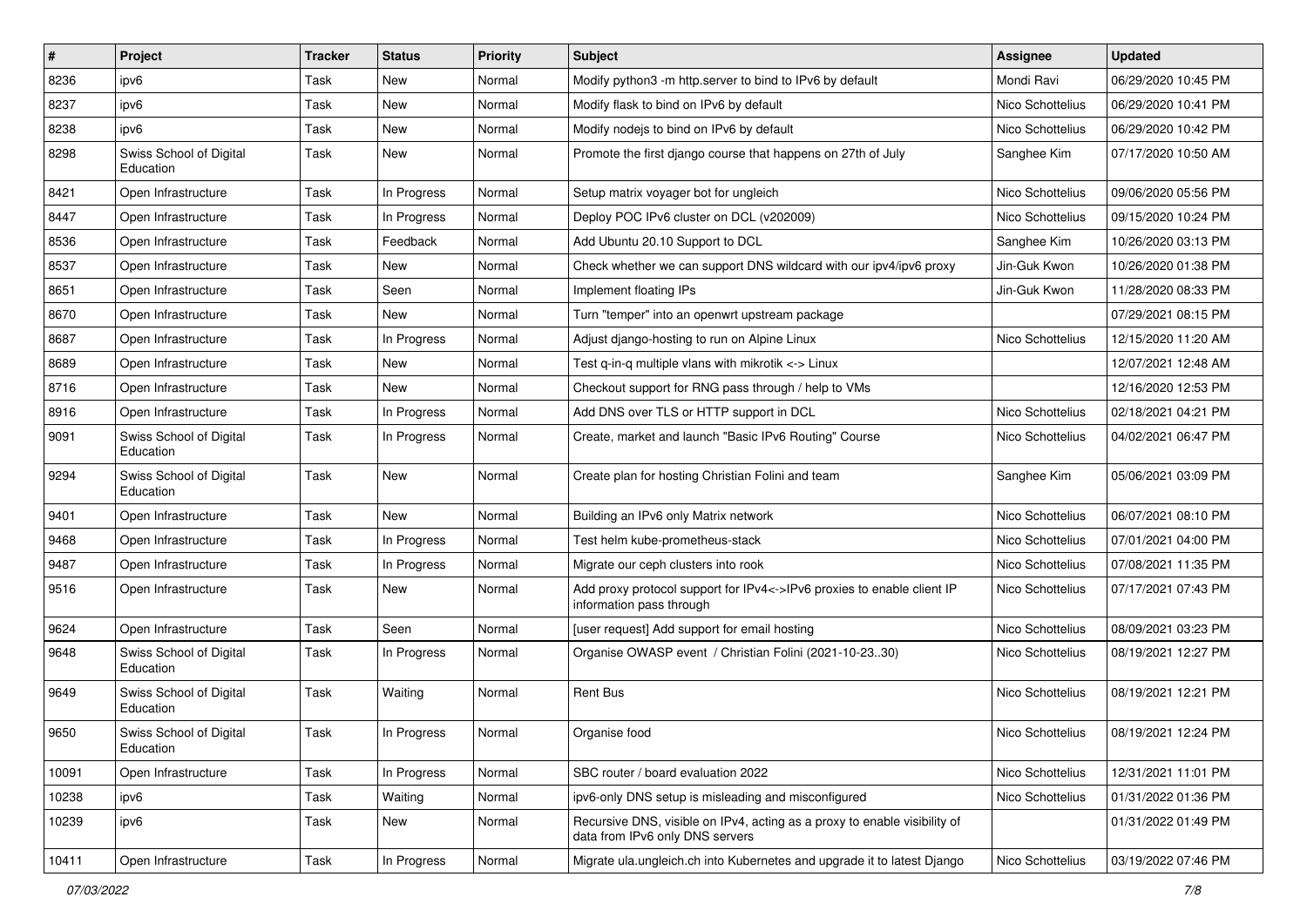| # | Project | Tracker | Status | Priority | Subject | Assignee | Updated |
|---|---|---|---|---|---|---|---|
| 8236 | ipv6 | Task | New | Normal | Modify python3 -m http.server to bind to IPv6 by default | Mondi Ravi | 06/29/2020 10:45 PM |
| 8237 | ipv6 | Task | New | Normal | Modify flask to bind on IPv6 by default | Nico Schottelius | 06/29/2020 10:41 PM |
| 8238 | ipv6 | Task | New | Normal | Modify nodejs to bind on IPv6 by default | Nico Schottelius | 06/29/2020 10:42 PM |
| 8298 | Swiss School of Digital Education | Task | New | Normal | Promote the first django course that happens on 27th of July | Sanghee Kim | 07/17/2020 10:50 AM |
| 8421 | Open Infrastructure | Task | In Progress | Normal | Setup matrix voyager bot for ungleich | Nico Schottelius | 09/06/2020 05:56 PM |
| 8447 | Open Infrastructure | Task | In Progress | Normal | Deploy POC IPv6 cluster on DCL (v202009) | Nico Schottelius | 09/15/2020 10:24 PM |
| 8536 | Open Infrastructure | Task | Feedback | Normal | Add Ubuntu 20.10 Support to DCL | Sanghee Kim | 10/26/2020 03:13 PM |
| 8537 | Open Infrastructure | Task | New | Normal | Check whether we can support DNS wildcard with our ipv4/ipv6 proxy | Jin-Guk Kwon | 10/26/2020 01:38 PM |
| 8651 | Open Infrastructure | Task | Seen | Normal | Implement floating IPs | Jin-Guk Kwon | 11/28/2020 08:33 PM |
| 8670 | Open Infrastructure | Task | New | Normal | Turn "temper" into an openwrt upstream package | | 07/29/2021 08:15 PM |
| 8687 | Open Infrastructure | Task | In Progress | Normal | Adjust django-hosting to run on Alpine Linux | Nico Schottelius | 12/15/2020 11:20 AM |
| 8689 | Open Infrastructure | Task | New | Normal | Test q-in-q multiple vlans with mikrotik <-> Linux | | 12/07/2021 12:48 AM |
| 8716 | Open Infrastructure | Task | New | Normal | Checkout support for RNG pass through / help to VMs | | 12/16/2020 12:53 PM |
| 8916 | Open Infrastructure | Task | In Progress | Normal | Add DNS over TLS or HTTP support in DCL | Nico Schottelius | 02/18/2021 04:21 PM |
| 9091 | Swiss School of Digital Education | Task | In Progress | Normal | Create, market and launch "Basic IPv6 Routing" Course | Nico Schottelius | 04/02/2021 06:47 PM |
| 9294 | Swiss School of Digital Education | Task | New | Normal | Create plan for hosting Christian Folini and team | Sanghee Kim | 05/06/2021 03:09 PM |
| 9401 | Open Infrastructure | Task | New | Normal | Building an IPv6 only Matrix network | Nico Schottelius | 06/07/2021 08:10 PM |
| 9468 | Open Infrastructure | Task | In Progress | Normal | Test helm kube-prometheus-stack | Nico Schottelius | 07/01/2021 04:00 PM |
| 9487 | Open Infrastructure | Task | In Progress | Normal | Migrate our ceph clusters into rook | Nico Schottelius | 07/08/2021 11:35 PM |
| 9516 | Open Infrastructure | Task | New | Normal | Add proxy protocol support for IPv4<->IPv6 proxies to enable client IP information pass through | Nico Schottelius | 07/17/2021 07:43 PM |
| 9624 | Open Infrastructure | Task | Seen | Normal | [user request] Add support for email hosting | Nico Schottelius | 08/09/2021 03:23 PM |
| 9648 | Swiss School of Digital Education | Task | In Progress | Normal | Organise OWASP event / Christian Folini (2021-10-23..30) | Nico Schottelius | 08/19/2021 12:27 PM |
| 9649 | Swiss School of Digital Education | Task | Waiting | Normal | Rent Bus | Nico Schottelius | 08/19/2021 12:21 PM |
| 9650 | Swiss School of Digital Education | Task | In Progress | Normal | Organise food | Nico Schottelius | 08/19/2021 12:24 PM |
| 10091 | Open Infrastructure | Task | In Progress | Normal | SBC router / board evaluation 2022 | Nico Schottelius | 12/31/2021 11:01 PM |
| 10238 | ipv6 | Task | Waiting | Normal | ipv6-only DNS setup is misleading and misconfigured | Nico Schottelius | 01/31/2022 01:36 PM |
| 10239 | ipv6 | Task | New | Normal | Recursive DNS, visible on IPv4, acting as a proxy to enable visibility of data from IPv6 only DNS servers | | 01/31/2022 01:49 PM |
| 10411 | Open Infrastructure | Task | In Progress | Normal | Migrate ula.ungleich.ch into Kubernetes and upgrade it to latest Django | Nico Schottelius | 03/19/2022 07:46 PM |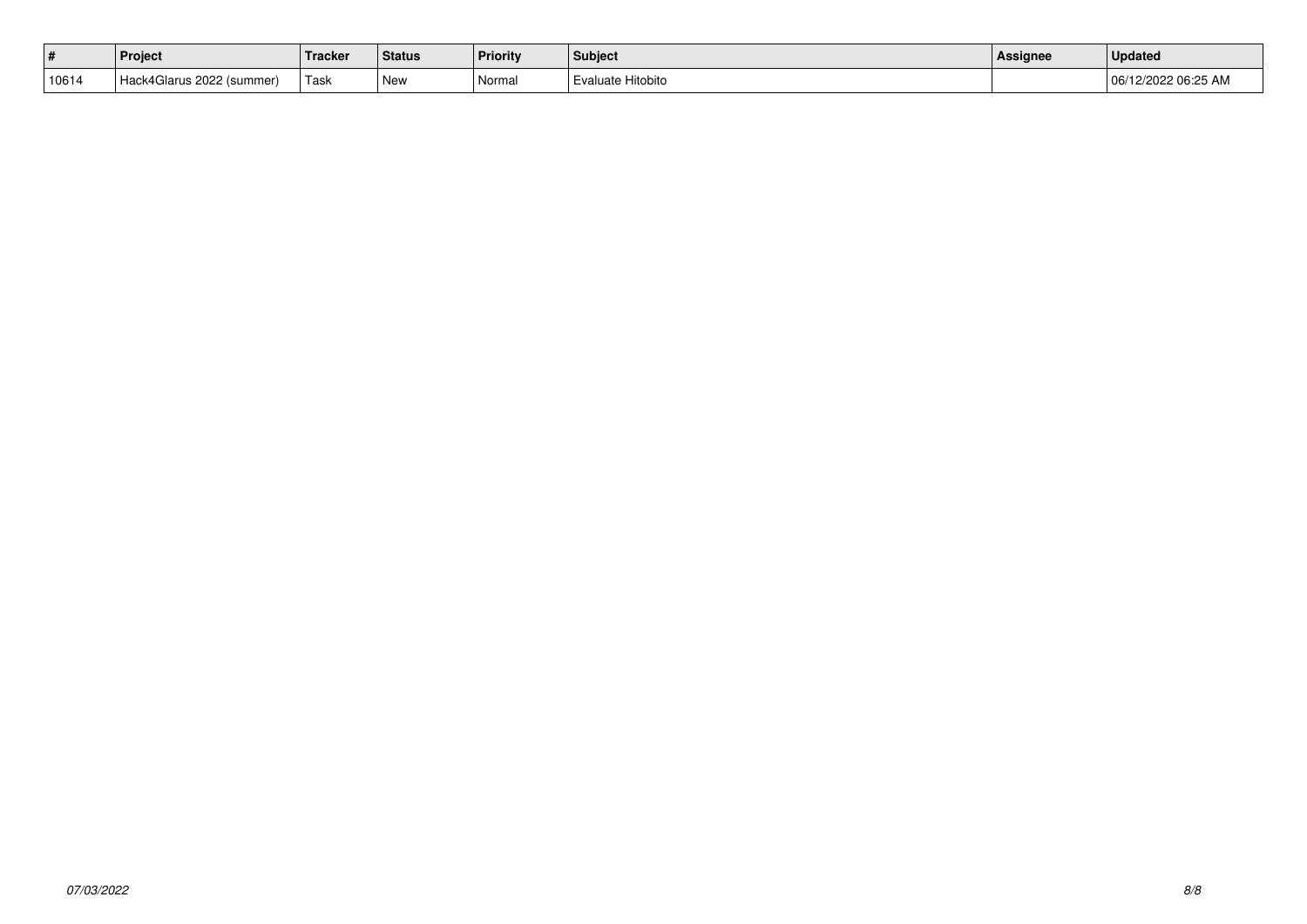| # | Project | Tracker | Status | Priority | Subject | Assignee | Updated |
|---|---|---|---|---|---|---|---|
| 10614 | Hack4Glarus 2022 (summer) | Task | New | Normal | Evaluate Hitobito | | 06/12/2022 06:25 AM |